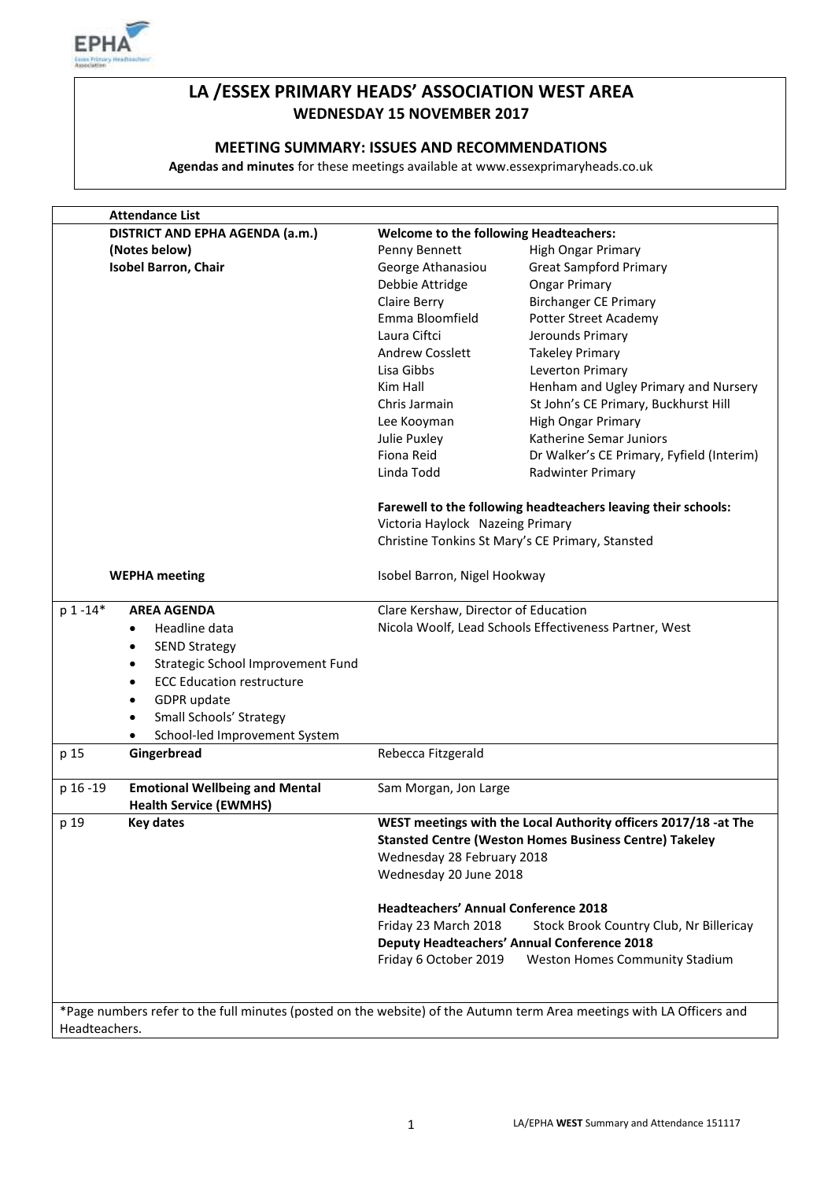# LA /ESSEX PRIMARY HEADS' ASSOCIATION WEST AREA

**WEDNESDAY 15 NOVEMBER 2017**

## MEETING SUMMARY: ISSUES AND RECOMMENDATIONS

**Agendas and minutes** for these meetings available at www.essexprimaryheads.co.uk

| | Attendance List | |
|---|---|---|
| | **DISTRICT AND EPHA AGENDA (a.m.)** (Notes below) **Isobel Barron, Chair** | **Welcome to the following Headteachers:** Penny Bennett – High Ongar Primary; George Athanasiou – Great Sampford Primary; Debbie Attridge – Ongar Primary; Claire Berry – Birchanger CE Primary; Emma Bloomfield – Potter Street Academy; Laura Ciftci – Jerounds Primary; Andrew Cosslett – Takeley Primary; Lisa Gibbs – Leverton Primary; Kim Hall – Henham and Ugley Primary and Nursery; Chris Jarmain – St John's CE Primary, Buckhurst Hill; Lee Kooyman – High Ongar Primary; Julie Puxley – Katherine Semar Juniors; Fiona Reid – Dr Walker's CE Primary, Fyfield (Interim); Linda Todd – Radwinter Primary<br><br>**Farewell to the following headteachers leaving their schools:** Victoria Haylock – Nazeing Primary; Christine Tonkins – St Mary's CE Primary, Stansted |
| | **WEPHA meeting** | Isobel Barron, Nigel Hookway |
| p 1 -14* | **AREA AGENDA**<br>• Headline data<br>• SEND Strategy<br>• Strategic School Improvement Fund<br>• ECC Education restructure<br>• GDPR update<br>• Small Schools' Strategy<br>• School-led Improvement System | Clare Kershaw, Director of Education<br>Nicola Woolf, Lead Schools Effectiveness Partner, West |
| p 15 | **Gingerbread** | Rebecca Fitzgerald |
| p 16 -19 | **Emotional Wellbeing and Mental Health Service (EWMHS)** | Sam Morgan, Jon Large |
| p 19 | **Key dates** | **WEST meetings with the Local Authority officers 2017/18 -at The Stansted Centre (Weston Homes Business Centre) Takeley**<br>Wednesday 28 February 2018<br>Wednesday 20 June 2018<br><br>**Headteachers' Annual Conference 2018**<br>Friday 23 March 2018 – Stock Brook Country Club, Nr Billericay<br>**Deputy Headteachers' Annual Conference 2018**<br>Friday 6 October 2019 – Weston Homes Community Stadium |

*Page numbers refer to the full minutes (posted on the website) of the Autumn term Area meetings with LA Officers and Headteachers.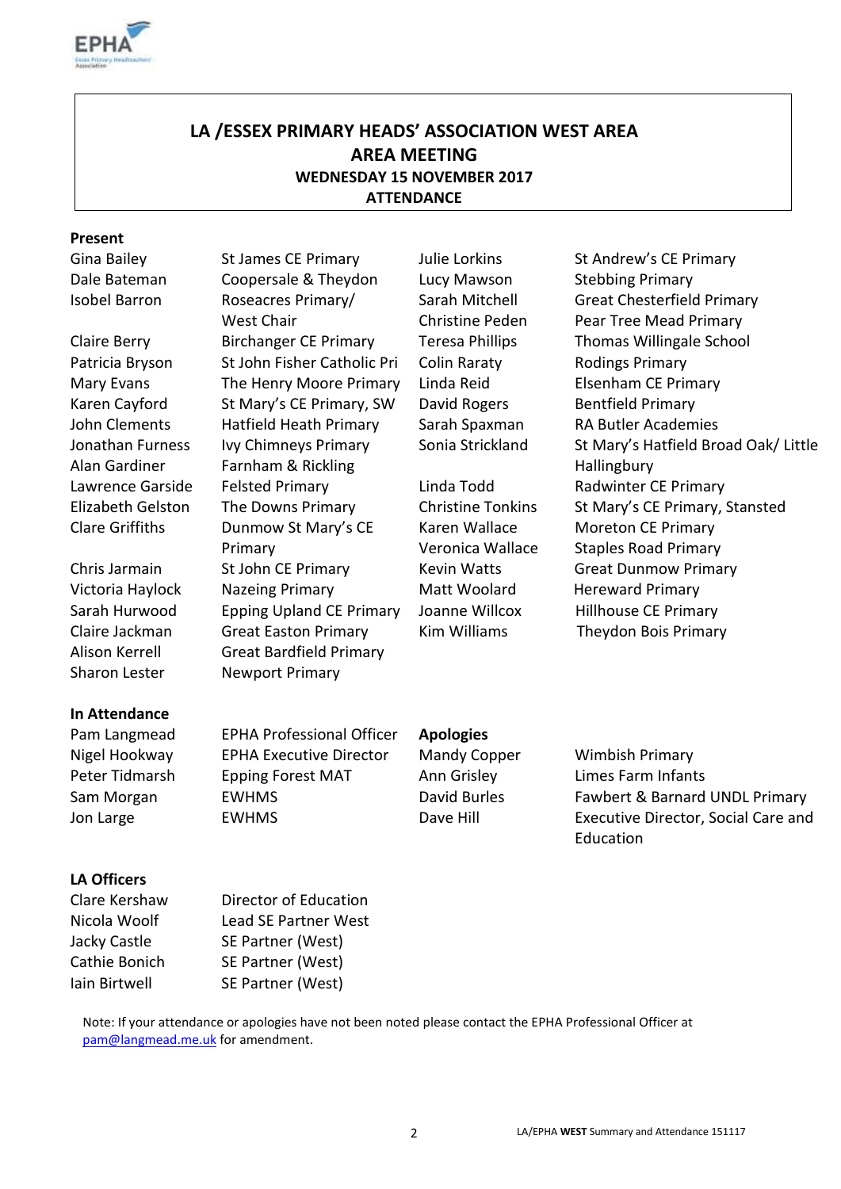# LA /ESSEX PRIMARY HEADS' ASSOCIATION WEST AREA

## AREA MEETING

### WEDNESDAY 15 NOVEMBER 2017

### ATTENDANCE

**Present**

| Name | School | Name | School |
|---|---|---|---|
| Gina Bailey | St James CE Primary | Julie Lorkins | St Andrew's CE Primary |
| Dale Bateman | Coopersale & Theydon | Lucy Mawson | Stebbing Primary |
| Isobel Barron | Roseacres Primary/ West Chair | Sarah Mitchell | Great Chesterfield Primary |
| | | Christine Peden | Pear Tree Mead Primary |
| Claire Berry | Birchanger CE Primary | Teresa Phillips | Thomas Willingale School |
| Patricia Bryson | St John Fisher Catholic Pri | Colin Raraty | Rodings Primary |
| Mary Evans | The Henry Moore Primary | Linda Reid | Elsenham CE Primary |
| Karen Cayford | St Mary's CE Primary, SW | David Rogers | Bentfield Primary |
| John Clements | Hatfield Heath Primary | Sarah Spaxman | RA Butler Academies |
| Jonathan Furness | Ivy Chimneys Primary | Sonia Strickland | St Mary's Hatfield Broad Oak/ Little Hallingbury |
| Alan Gardiner | Farnham & Rickling | | |
| Lawrence Garside | Felsted Primary | Linda Todd | Radwinter CE Primary |
| Elizabeth Gelston | The Downs Primary | Christine Tonkins | St Mary's CE Primary, Stansted |
| Clare Griffiths | Dunmow St Mary's CE Primary | Karen Wallace | Moreton CE Primary |
| | | Veronica Wallace | Staples Road Primary |
| Chris Jarmain | St John CE Primary | Kevin Watts | Great Dunmow Primary |
| Victoria Haylock | Nazeing Primary | Matt Woolard | Hereward Primary |
| Sarah Hurwood | Epping Upland CE Primary | Joanne Willcox | Hillhouse CE Primary |
| Claire Jackman | Great Easton Primary | Kim Williams | Theydon Bois Primary |
| Alison Kerrell | Great Bardfield Primary | | |
| Sharon Lester | Newport Primary | | |

**In Attendance**

| Name | Role |
|---|---|
| Pam Langmead | EPHA Professional Officer |
| Nigel Hookway | EPHA Executive Director |
| Peter Tidmarsh | Epping Forest MAT |
| Sam Morgan | EWHMS |
| Jon Large | EWHMS |

**Apologies**

| Name | School/Role |
|---|---|
| Mandy Copper | Wimbish Primary |
| Ann Grisley | Limes Farm Infants |
| David Burles | Fawbert & Barnard UNDL Primary |
| Dave Hill | Executive Director, Social Care and Education |

**LA Officers**

| Name | Role |
|---|---|
| Clare Kershaw | Director of Education |
| Nicola Woolf | Lead SE Partner West |
| Jacky Castle | SE Partner (West) |
| Cathie Bonich | SE Partner (West) |
| Iain Birtwell | SE Partner (West) |

Note: If your attendance or apologies have not been noted please contact the EPHA Professional Officer at pam@langmead.me.uk for amendment.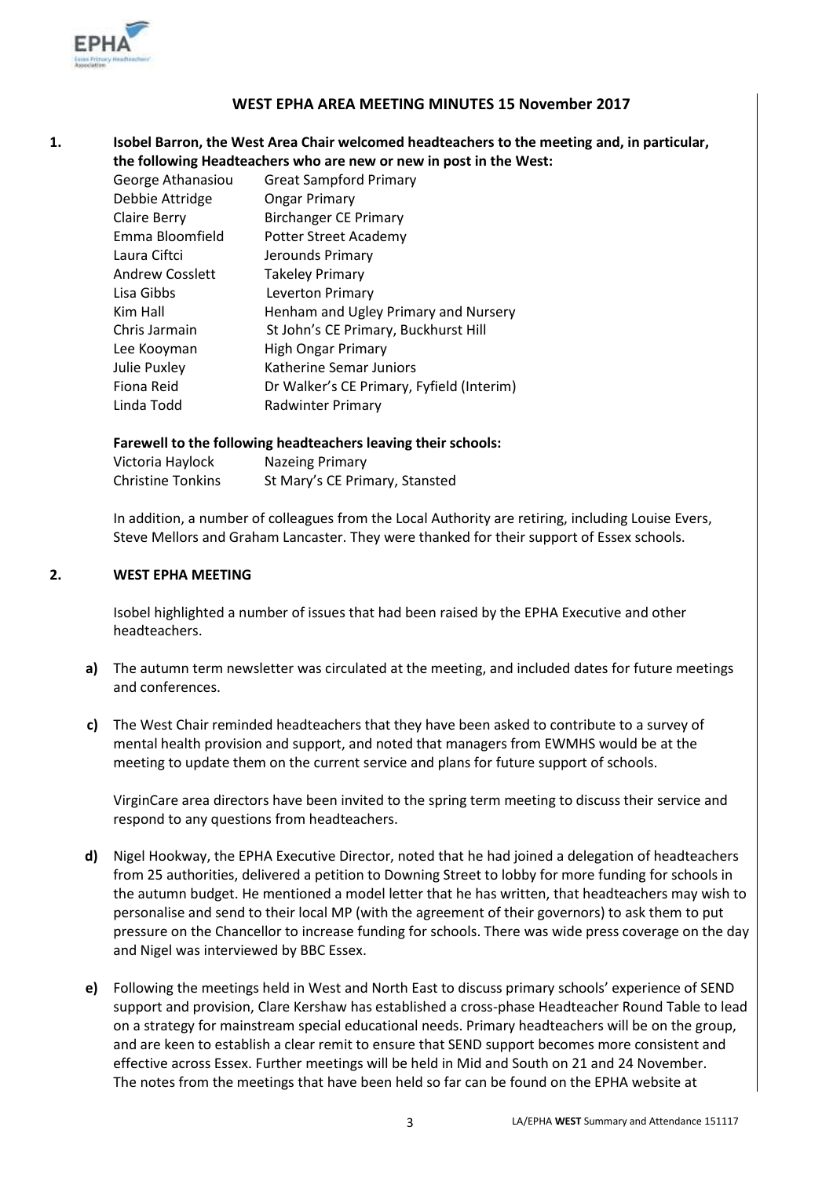## WEST EPHA AREA MEETING MINUTES 15 November 2017

**1. Isobel Barron, the West Area Chair welcomed headteachers to the meeting and, in particular, the following Headteachers who are new or new in post in the West:**

| | |
|---|---|
| George Athanasiou | Great Sampford Primary |
| Debbie Attridge | Ongar Primary |
| Claire Berry | Birchanger CE Primary |
| Emma Bloomfield | Potter Street Academy |
| Laura Ciftci | Jerounds Primary |
| Andrew Cosslett | Takeley Primary |
| Lisa Gibbs | Leverton Primary |
| Kim Hall | Henham and Ugley Primary and Nursery |
| Chris Jarmain | St John's CE Primary, Buckhurst Hill |
| Lee Kooyman | High Ongar Primary |
| Julie Puxley | Katherine Semar Juniors |
| Fiona Reid | Dr Walker's CE Primary, Fyfield (Interim) |
| Linda Todd | Radwinter Primary |

**Farewell to the following headteachers leaving their schools:**

| | |
|---|---|
| Victoria Haylock | Nazeing Primary |
| Christine Tonkins | St Mary's CE Primary, Stansted |

In addition, a number of colleagues from the Local Authority are retiring, including Louise Evers, Steve Mellors and Graham Lancaster. They were thanked for their support of Essex schools.

**2. WEST EPHA MEETING**

Isobel highlighted a number of issues that had been raised by the EPHA Executive and other headteachers.

**a)** The autumn term newsletter was circulated at the meeting, and included dates for future meetings and conferences.

**c)** The West Chair reminded headteachers that they have been asked to contribute to a survey of mental health provision and support, and noted that managers from EWMHS would be at the meeting to update them on the current service and plans for future support of schools.

VirginCare area directors have been invited to the spring term meeting to discuss their service and respond to any questions from headteachers.

**d)** Nigel Hookway, the EPHA Executive Director, noted that he had joined a delegation of headteachers from 25 authorities, delivered a petition to Downing Street to lobby for more funding for schools in the autumn budget. He mentioned a model letter that he has written, that headteachers may wish to personalise and send to their local MP (with the agreement of their governors) to ask them to put pressure on the Chancellor to increase funding for schools. There was wide press coverage on the day and Nigel was interviewed by BBC Essex.

**e)** Following the meetings held in West and North East to discuss primary schools' experience of SEND support and provision, Clare Kershaw has established a cross-phase Headteacher Round Table to lead on a strategy for mainstream special educational needs. Primary headteachers will be on the group, and are keen to establish a clear remit to ensure that SEND support becomes more consistent and effective across Essex. Further meetings will be held in Mid and South on 21 and 24 November. The notes from the meetings that have been held so far can be found on the EPHA website at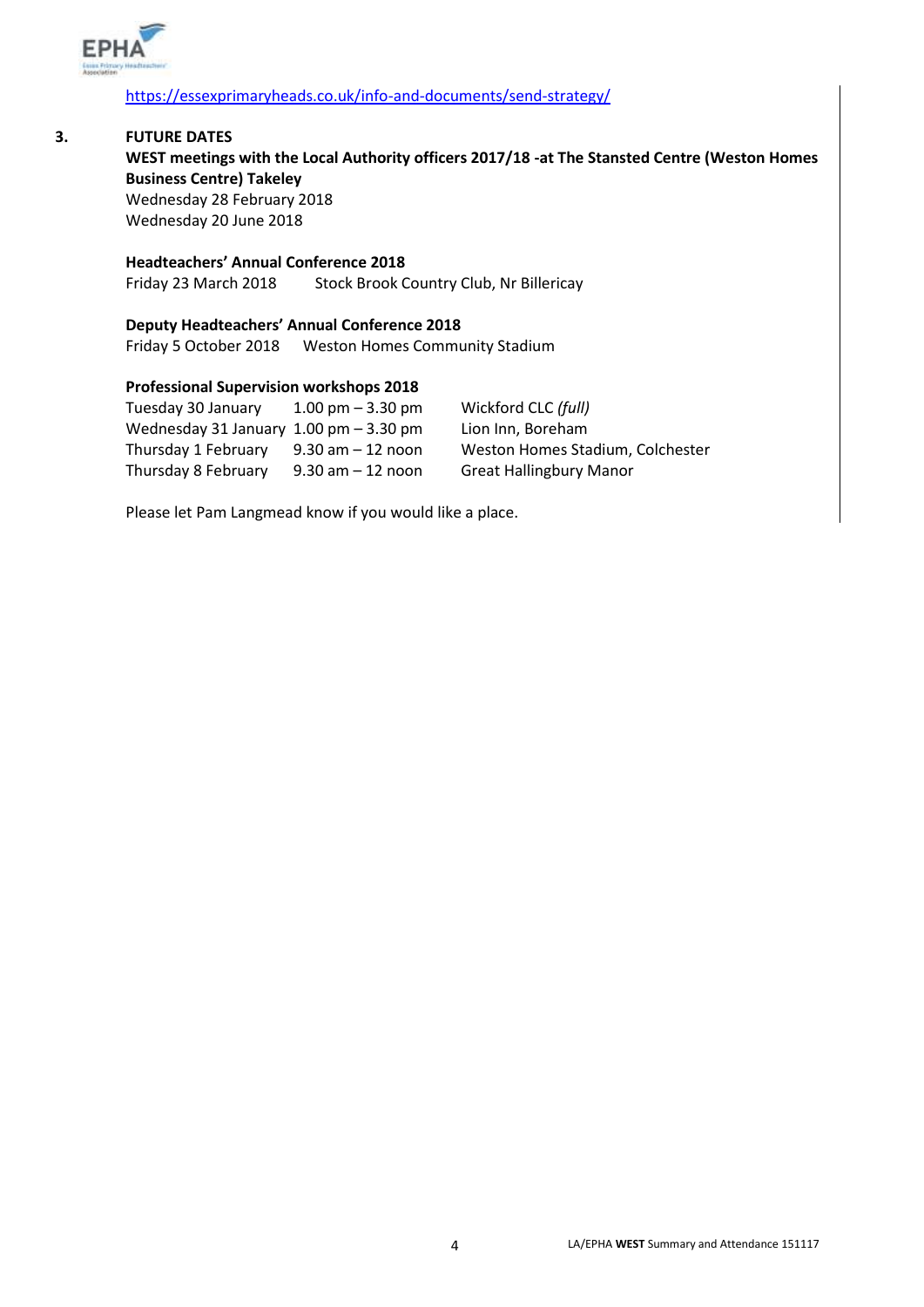https://essexprimaryheads.co.uk/info-and-documents/send-strategy/

## 3. FUTURE DATES

**WEST meetings with the Local Authority officers 2017/18 -at The Stansted Centre (Weston Homes Business Centre) Takeley**

Wednesday 28 February 2018
Wednesday 20 June 2018

**Headteachers' Annual Conference 2018**

Friday 23 March 2018 Stock Brook Country Club, Nr Billericay

**Deputy Headteachers' Annual Conference 2018**

Friday 5 October 2018 Weston Homes Community Stadium

**Professional Supervision workshops 2018**

| | | |
|---|---|---|
| Tuesday 30 January | 1.00 pm – 3.30 pm | Wickford CLC *(full)* |
| Wednesday 31 January | 1.00 pm – 3.30 pm | Lion Inn, Boreham |
| Thursday 1 February | 9.30 am – 12 noon | Weston Homes Stadium, Colchester |
| Thursday 8 February | 9.30 am – 12 noon | Great Hallingbury Manor |

Please let Pam Langmead know if you would like a place.